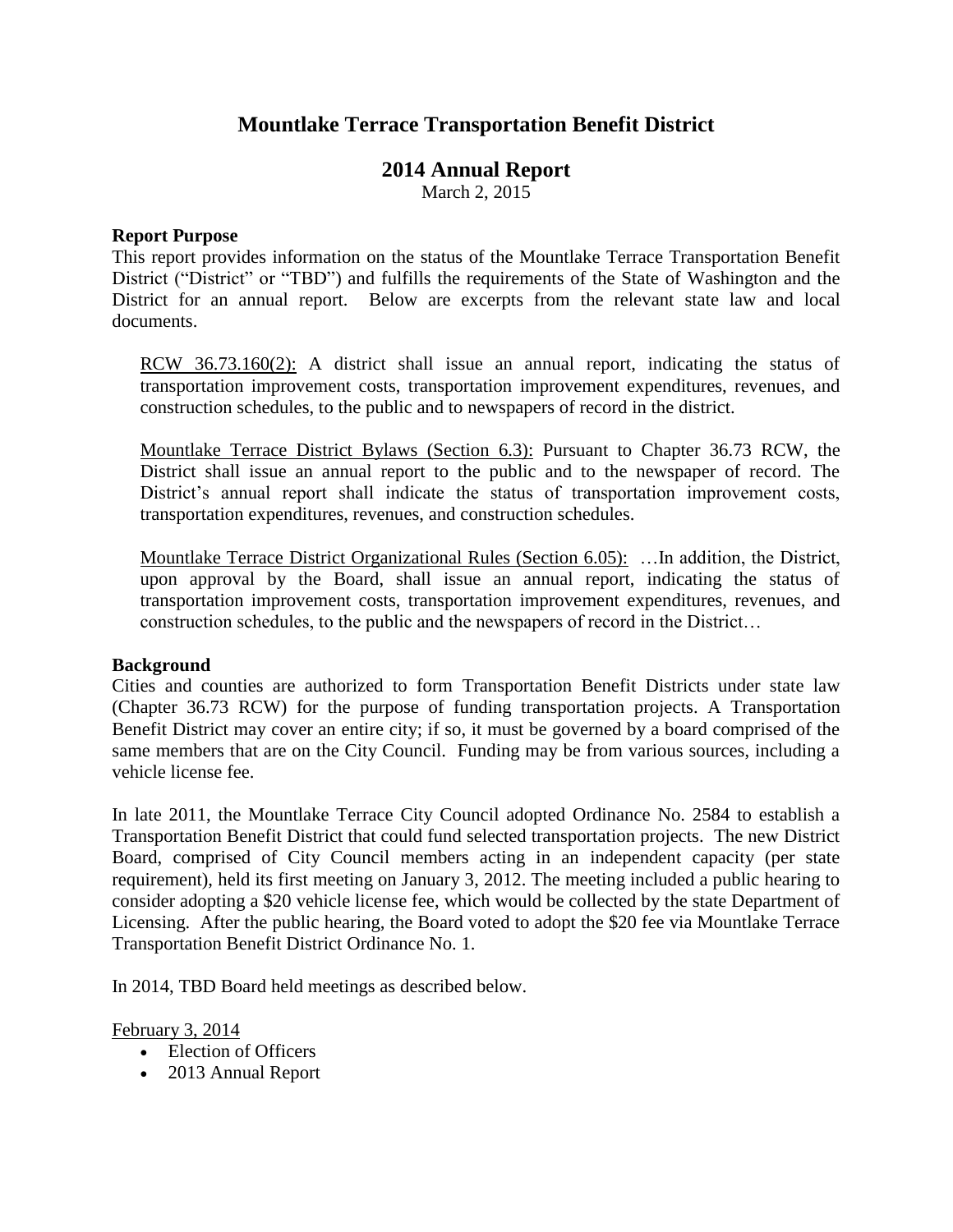# Mountlake Terrace Transportation Benefit District

## 2014 Annual Report

March 2, 2015

**Report Purpose**

This report provides information on the status of the Mountlake Terrace Transportation Benefit District ("District" or "TBD") and fulfills the requirements of the State of Washington and the District for an annual report. Below are excerpts from the relevant state law and local documents.

> <u>RCW 36.73.160(2):</u> A district shall issue an annual report, indicating the status of transportation improvement costs, transportation improvement expenditures, revenues, and construction schedules, to the public and to newspapers of record in the district.
>
> <u>Mountlake Terrace District Bylaws (Section 6.3):</u> Pursuant to Chapter 36.73 RCW, the District shall issue an annual report to the public and to the newspaper of record. The District's annual report shall indicate the status of transportation improvement costs, transportation expenditures, revenues, and construction schedules.
>
> <u>Mountlake Terrace District Organizational Rules (Section 6.05):</u> …In addition, the District, upon approval by the Board, shall issue an annual report, indicating the status of transportation improvement costs, transportation improvement expenditures, revenues, and construction schedules, to the public and the newspapers of record in the District…

**Background**

Cities and counties are authorized to form Transportation Benefit Districts under state law (Chapter 36.73 RCW) for the purpose of funding transportation projects. A Transportation Benefit District may cover an entire city; if so, it must be governed by a board comprised of the same members that are on the City Council. Funding may be from various sources, including a vehicle license fee.

In late 2011, the Mountlake Terrace City Council adopted Ordinance No. 2584 to establish a Transportation Benefit District that could fund selected transportation projects. The new District Board, comprised of City Council members acting in an independent capacity (per state requirement), held its first meeting on January 3, 2012. The meeting included a public hearing to consider adopting a $20 vehicle license fee, which would be collected by the state Department of Licensing. After the public hearing, the Board voted to adopt the $20 fee via Mountlake Terrace Transportation Benefit District Ordinance No. 1.

In 2014, TBD Board held meetings as described below.

<u>February 3, 2014</u>

- Election of Officers
- 2013 Annual Report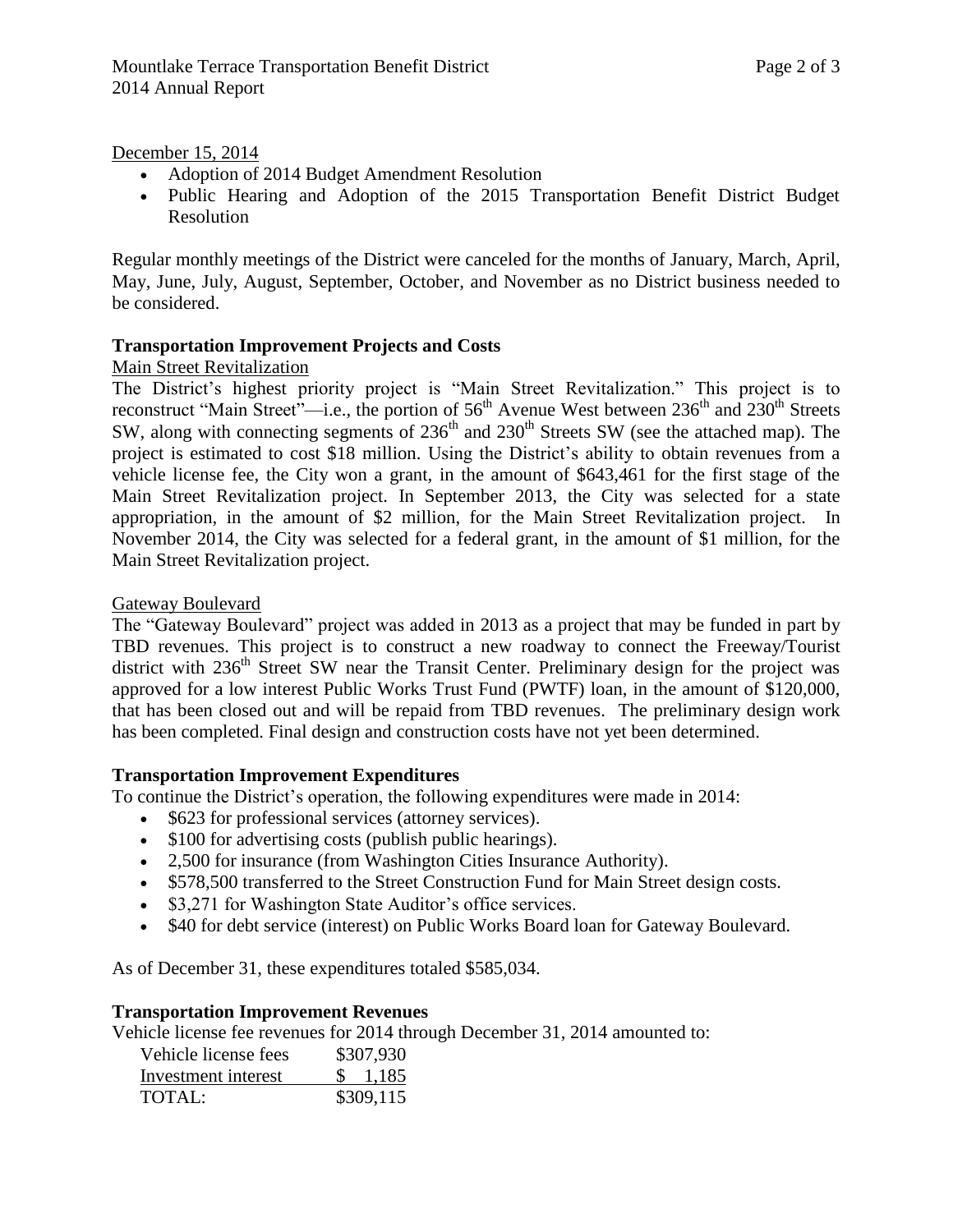December 15, 2014

- Adoption of 2014 Budget Amendment Resolution
- Public Hearing and Adoption of the 2015 Transportation Benefit District Budget Resolution

Regular monthly meetings of the District were canceled for the months of January, March, April, May, June, July, August, September, October, and November as no District business needed to be considered.

**Transportation Improvement Projects and Costs**

Main Street Revitalization

The District's highest priority project is "Main Street Revitalization." This project is to reconstruct "Main Street"—i.e., the portion of 56th Avenue West between 236th and 230th Streets SW, along with connecting segments of 236th and 230th Streets SW (see the attached map). The project is estimated to cost $18 million. Using the District's ability to obtain revenues from a vehicle license fee, the City won a grant, in the amount of $643,461 for the first stage of the Main Street Revitalization project. In September 2013, the City was selected for a state appropriation, in the amount of $2 million, for the Main Street Revitalization project. In November 2014, the City was selected for a federal grant, in the amount of $1 million, for the Main Street Revitalization project.

Gateway Boulevard

The "Gateway Boulevard" project was added in 2013 as a project that may be funded in part by TBD revenues. This project is to construct a new roadway to connect the Freeway/Tourist district with 236th Street SW near the Transit Center. Preliminary design for the project was approved for a low interest Public Works Trust Fund (PWTF) loan, in the amount of $120,000, that has been closed out and will be repaid from TBD revenues. The preliminary design work has been completed. Final design and construction costs have not yet been determined.

**Transportation Improvement Expenditures**

To continue the District's operation, the following expenditures were made in 2014:

- $623 for professional services (attorney services).
- $100 for advertising costs (publish public hearings).
- 2,500 for insurance (from Washington Cities Insurance Authority).
- $578,500 transferred to the Street Construction Fund for Main Street design costs.
- $3,271 for Washington State Auditor's office services.
- $40 for debt service (interest) on Public Works Board loan for Gateway Boulevard.

As of December 31, these expenditures totaled $585,034.

**Transportation Improvement Revenues**

Vehicle license fee revenues for 2014 through December 31, 2014 amounted to:

| | |
|---|---|
| Vehicle license fees | $307,930 |
| Investment interest | $ 1,185 |
| TOTAL: | $309,115 |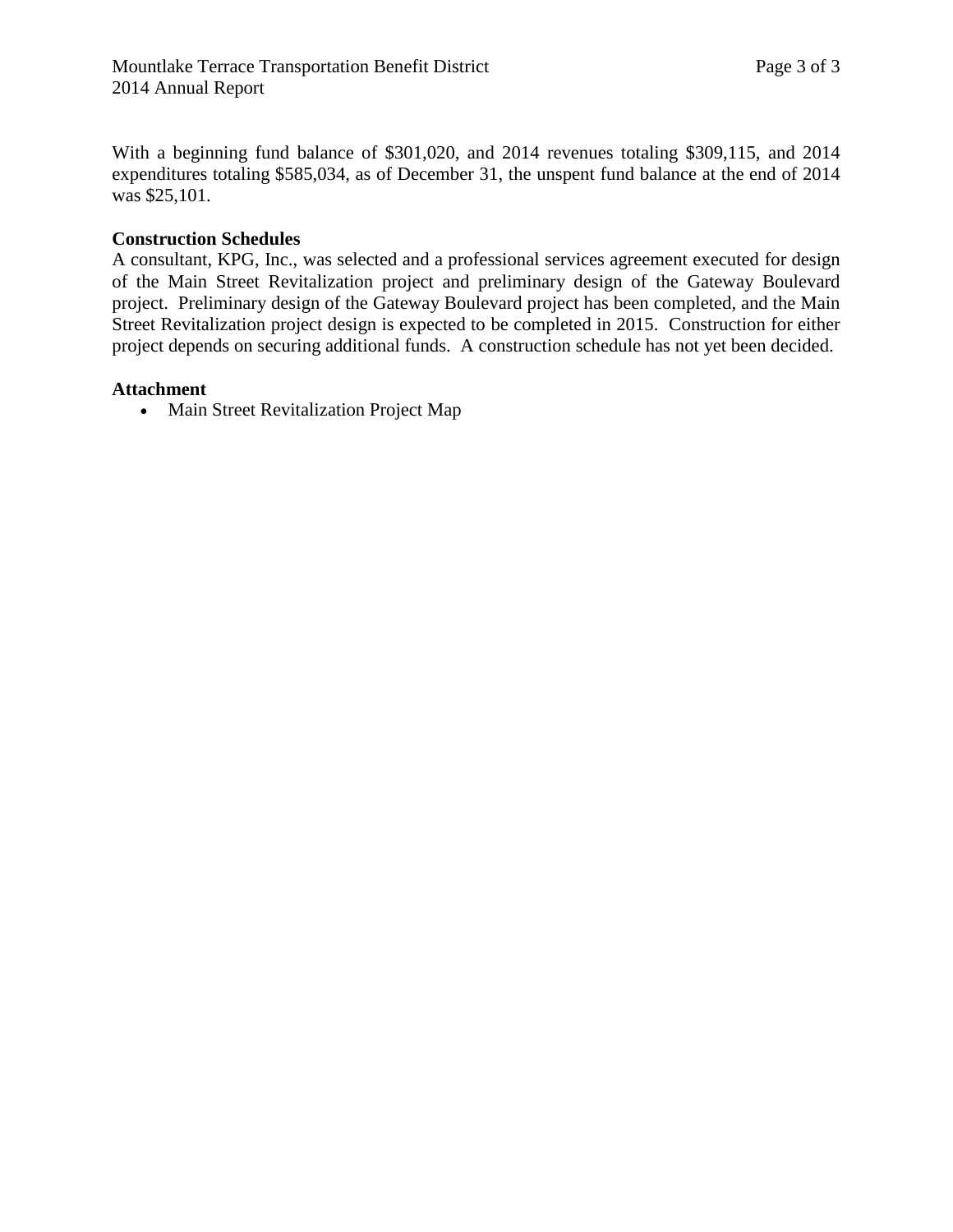With a beginning fund balance of $301,020, and 2014 revenues totaling $309,115, and 2014 expenditures totaling $585,034, as of December 31, the unspent fund balance at the end of 2014 was $25,101.

**Construction Schedules**

A consultant, KPG, Inc., was selected and a professional services agreement executed for design of the Main Street Revitalization project and preliminary design of the Gateway Boulevard project. Preliminary design of the Gateway Boulevard project has been completed, and the Main Street Revitalization project design is expected to be completed in 2015. Construction for either project depends on securing additional funds. A construction schedule has not yet been decided.

**Attachment**

- Main Street Revitalization Project Map